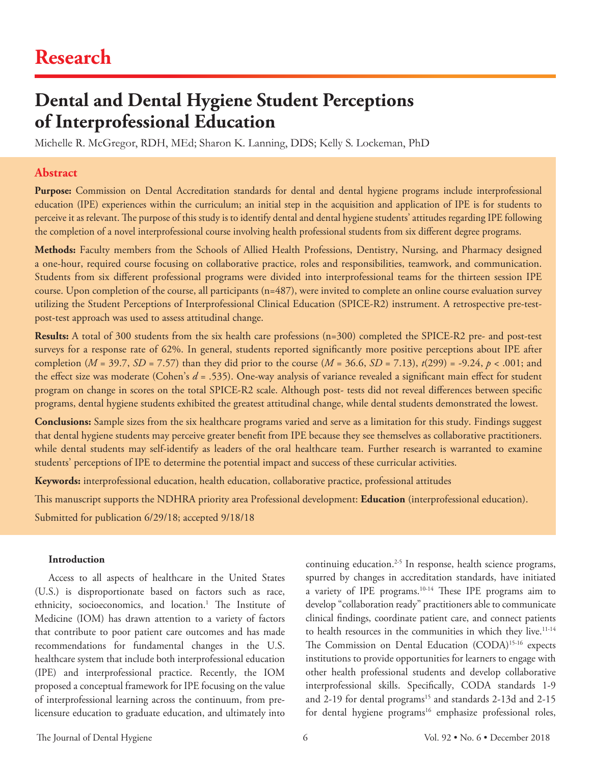# Research

## Dental and Dental Hygiene Student Perceptions of Interprofessional Education

Michelle R. McGregor, RDH, MEd; Sharon K. Lanning, DDS; Kelly S. Lockeman, PhD

### Abstract

**Purpose:** Commission on Dental Accreditation standards for dental and dental hygiene programs include interprofessional education (IPE) experiences within the curriculum; an initial step in the acquisition and application of IPE is for students to perceive it as relevant. The purpose of this study is to identify dental and dental hygiene students' attitudes regarding IPE following the completion of a novel interprofessional course involving health professional students from six different degree programs.

**Methods:** Faculty members from the Schools of Allied Health Professions, Dentistry, Nursing, and Pharmacy designed a one-hour, required course focusing on collaborative practice, roles and responsibilities, teamwork, and communication. Students from six different professional programs were divided into interprofessional teams for the thirteen session IPE course. Upon completion of the course, all participants (n=487), were invited to complete an online course evaluation survey utilizing the Student Perceptions of Interprofessional Clinical Education (SPICE-R2) instrument. A retrospective pre-test-post-test approach was used to assess attitudinal change.

**Results:** A total of 300 students from the six health care professions (n=300) completed the SPICE-R2 pre- and post-test surveys for a response rate of 62%. In general, students reported significantly more positive perceptions about IPE after completion ($M = 39.7$, $SD = 7.57$) than they did prior to the course ($M = 36.6$, $SD = 7.13$), $t(299) = -9.24$, $p < .001$; and the effect size was moderate (Cohen's $d = .535$). One-way analysis of variance revealed a significant main effect for student program on change in scores on the total SPICE-R2 scale. Although post- tests did not reveal differences between specific programs, dental hygiene students exhibited the greatest attitudinal change, while dental students demonstrated the lowest.

**Conclusions:** Sample sizes from the six healthcare programs varied and serve as a limitation for this study. Findings suggest that dental hygiene students may perceive greater benefit from IPE because they see themselves as collaborative practitioners. while dental students may self-identify as leaders of the oral healthcare team. Further research is warranted to examine students' perceptions of IPE to determine the potential impact and success of these curricular activities.

**Keywords:** interprofessional education, health education, collaborative practice, professional attitudes

This manuscript supports the NDHRA priority area Professional development: **Education** (interprofessional education).

Submitted for publication 6/29/18; accepted 9/18/18

### Introduction

Access to all aspects of healthcare in the United States (U.S.) is disproportionate based on factors such as race, ethnicity, socioeconomics, and location.[1] The Institute of Medicine (IOM) has drawn attention to a variety of factors that contribute to poor patient care outcomes and has made recommendations for fundamental changes in the U.S. healthcare system that include both interprofessional education (IPE) and interprofessional practice. Recently, the IOM proposed a conceptual framework for IPE focusing on the value of interprofessional learning across the continuum, from pre-licensure education to graduate education, and ultimately into continuing education.[2-5] In response, health science programs, spurred by changes in accreditation standards, have initiated a variety of IPE programs.[10-14] These IPE programs aim to develop "collaboration ready" practitioners able to communicate clinical findings, coordinate patient care, and connect patients to health resources in the communities in which they live.[11-14] The Commission on Dental Education (CODA)[15-16] expects institutions to provide opportunities for learners to engage with other health professional students and develop collaborative interprofessional skills. Specifically, CODA standards 1-9 and 2-19 for dental programs[15] and standards 2-13d and 2-15 for dental hygiene programs[16] emphasize professional roles,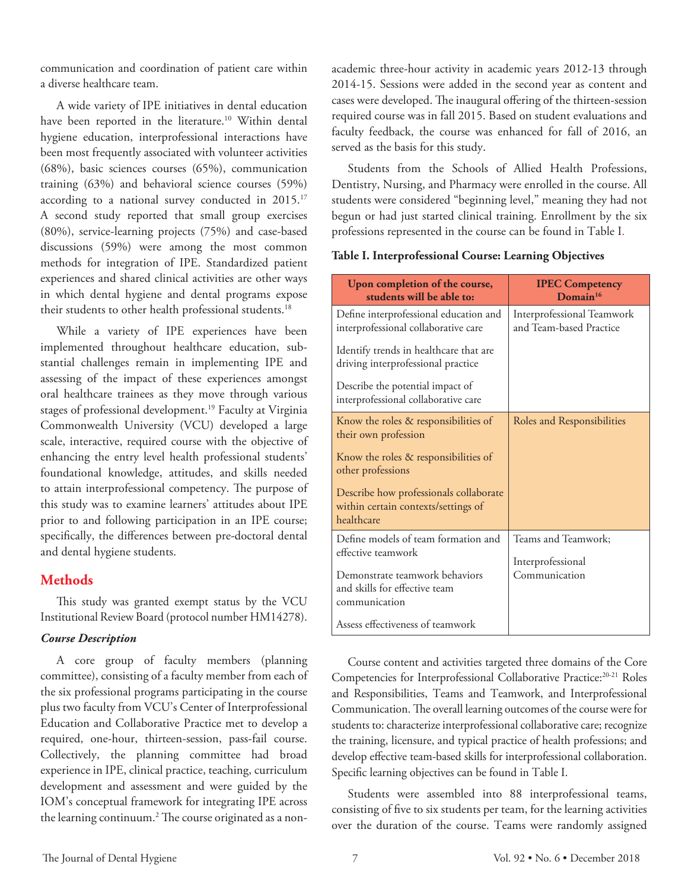communication and coordination of patient care within a diverse healthcare team.

A wide variety of IPE initiatives in dental education have been reported in the literature.[10] Within dental hygiene education, interprofessional interactions have been most frequently associated with volunteer activities (68%), basic sciences courses (65%), communication training (63%) and behavioral science courses (59%) according to a national survey conducted in 2015.[17] A second study reported that small group exercises (80%), service-learning projects (75%) and case-based discussions (59%) were among the most common methods for integration of IPE. Standardized patient experiences and shared clinical activities are other ways in which dental hygiene and dental programs expose their students to other health professional students.[18]

While a variety of IPE experiences have been implemented throughout healthcare education, substantial challenges remain in implementing IPE and assessing of the impact of these experiences amongst oral healthcare trainees as they move through various stages of professional development.[19] Faculty at Virginia Commonwealth University (VCU) developed a large scale, interactive, required course with the objective of enhancing the entry level health professional students' foundational knowledge, attitudes, and skills needed to attain interprofessional competency. The purpose of this study was to examine learners' attitudes about IPE prior to and following participation in an IPE course; specifically, the differences between pre-doctoral dental and dental hygiene students.

## Methods

This study was granted exempt status by the VCU Institutional Review Board (protocol number HM14278).

### *Course Description*

A core group of faculty members (planning committee), consisting of a faculty member from each of the six professional programs participating in the course plus two faculty from VCU's Center of Interprofessional Education and Collaborative Practice met to develop a required, one-hour, thirteen-session, pass-fail course. Collectively, the planning committee had broad experience in IPE, clinical practice, teaching, curriculum development and assessment and were guided by the IOM's conceptual framework for integrating IPE across the learning continuum.[2] The course originated as a non-academic three-hour activity in academic years 2012-13 through 2014-15. Sessions were added in the second year as content and cases were developed. The inaugural offering of the thirteen-session required course was in fall 2015. Based on student evaluations and faculty feedback, the course was enhanced for fall of 2016, an served as the basis for this study.

Students from the Schools of Allied Health Professions, Dentistry, Nursing, and Pharmacy were enrolled in the course. All students were considered "beginning level," meaning they had not begun or had just started clinical training. Enrollment by the six professions represented in the course can be found in Table I.

**Table I. Interprofessional Course: Learning Objectives**

| Upon completion of the course, students will be able to: | IPEC Competency Domain[16] |
|---|---|
| Define interprofessional education and interprofessional collaborative care<br>Identify trends in healthcare that are driving interprofessional practice<br>Describe the potential impact of interprofessional collaborative care | Interprofessional Teamwork and Team-based Practice |
| Know the roles & responsibilities of their own profession<br>Know the roles & responsibilities of other professions<br>Describe how professionals collaborate within certain contexts/settings of healthcare | Roles and Responsibilities |
| Define models of team formation and effective teamwork<br>Demonstrate teamwork behaviors and skills for effective team communication<br>Assess effectiveness of teamwork | Teams and Teamwork;<br>Interprofessional Communication |

Course content and activities targeted three domains of the Core Competencies for Interprofessional Collaborative Practice:[20-21] Roles and Responsibilities, Teams and Teamwork, and Interprofessional Communication. The overall learning outcomes of the course were for students to: characterize interprofessional collaborative care; recognize the training, licensure, and typical practice of health professions; and develop effective team-based skills for interprofessional collaboration. Specific learning objectives can be found in Table I.

Students were assembled into 88 interprofessional teams, consisting of five to six students per team, for the learning activities over the duration of the course. Teams were randomly assigned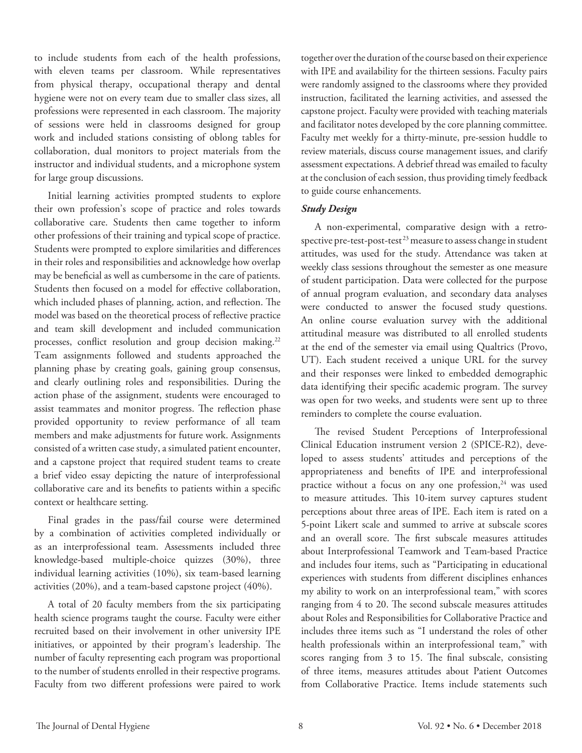to include students from each of the health professions, with eleven teams per classroom. While representatives from physical therapy, occupational therapy and dental hygiene were not on every team due to smaller class sizes, all professions were represented in each classroom. The majority of sessions were held in classrooms designed for group work and included stations consisting of oblong tables for collaboration, dual monitors to project materials from the instructor and individual students, and a microphone system for large group discussions.

Initial learning activities prompted students to explore their own profession's scope of practice and roles towards collaborative care. Students then came together to inform other professions of their training and typical scope of practice. Students were prompted to explore similarities and differences in their roles and responsibilities and acknowledge how overlap may be beneficial as well as cumbersome in the care of patients. Students then focused on a model for effective collaboration, which included phases of planning, action, and reflection. The model was based on the theoretical process of reflective practice and team skill development and included communication processes, conflict resolution and group decision making.[22] Team assignments followed and students approached the planning phase by creating goals, gaining group consensus, and clearly outlining roles and responsibilities. During the action phase of the assignment, students were encouraged to assist teammates and monitor progress. The reflection phase provided opportunity to review performance of all team members and make adjustments for future work. Assignments consisted of a written case study, a simulated patient encounter, and a capstone project that required student teams to create a brief video essay depicting the nature of interprofessional collaborative care and its benefits to patients within a specific context or healthcare setting.

Final grades in the pass/fail course were determined by a combination of activities completed individually or as an interprofessional team. Assessments included three knowledge-based multiple-choice quizzes (30%), three individual learning activities (10%), six team-based learning activities (20%), and a team-based capstone project (40%).

A total of 20 faculty members from the six participating health science programs taught the course. Faculty were either recruited based on their involvement in other university IPE initiatives, or appointed by their program's leadership. The number of faculty representing each program was proportional to the number of students enrolled in their respective programs. Faculty from two different professions were paired to work together over the duration of the course based on their experience with IPE and availability for the thirteen sessions. Faculty pairs were randomly assigned to the classrooms where they provided instruction, facilitated the learning activities, and assessed the capstone project. Faculty were provided with teaching materials and facilitator notes developed by the core planning committee. Faculty met weekly for a thirty-minute, pre-session huddle to review materials, discuss course management issues, and clarify assessment expectations. A debrief thread was emailed to faculty at the conclusion of each session, thus providing timely feedback to guide course enhancements.

### *Study Design*

A non-experimental, comparative design with a retrospective pre-test-post-test[23] measure to assess change in student attitudes, was used for the study. Attendance was taken at weekly class sessions throughout the semester as one measure of student participation. Data were collected for the purpose of annual program evaluation, and secondary data analyses were conducted to answer the focused study questions. An online course evaluation survey with the additional attitudinal measure was distributed to all enrolled students at the end of the semester via email using Qualtrics (Provo, UT). Each student received a unique URL for the survey and their responses were linked to embedded demographic data identifying their specific academic program. The survey was open for two weeks, and students were sent up to three reminders to complete the course evaluation.

The revised Student Perceptions of Interprofessional Clinical Education instrument version 2 (SPICE-R2), developed to assess students' attitudes and perceptions of the appropriateness and benefits of IPE and interprofessional practice without a focus on any one profession,[24] was used to measure attitudes. This 10-item survey captures student perceptions about three areas of IPE. Each item is rated on a 5-point Likert scale and summed to arrive at subscale scores and an overall score. The first subscale measures attitudes about Interprofessional Teamwork and Team-based Practice and includes four items, such as "Participating in educational experiences with students from different disciplines enhances my ability to work on an interprofessional team," with scores ranging from 4 to 20. The second subscale measures attitudes about Roles and Responsibilities for Collaborative Practice and includes three items such as "I understand the roles of other health professionals within an interprofessional team," with scores ranging from 3 to 15. The final subscale, consisting of three items, measures attitudes about Patient Outcomes from Collaborative Practice. Items include statements such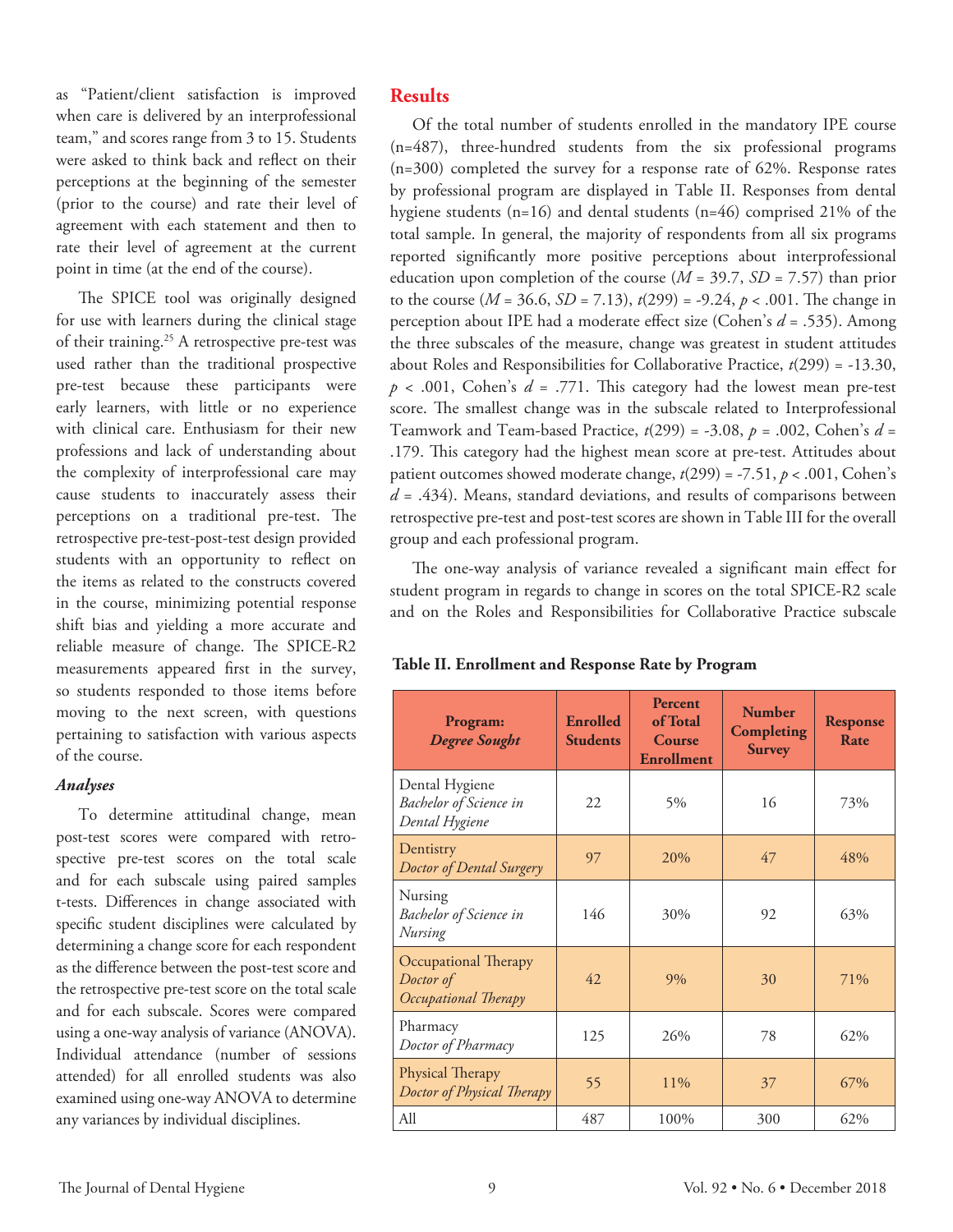as "Patient/client satisfaction is improved when care is delivered by an interprofessional team," and scores range from 3 to 15. Students were asked to think back and reflect on their perceptions at the beginning of the semester (prior to the course) and rate their level of agreement with each statement and then to rate their level of agreement at the current point in time (at the end of the course).

The SPICE tool was originally designed for use with learners during the clinical stage of their training.[25] A retrospective pre-test was used rather than the traditional prospective pre-test because these participants were early learners, with little or no experience with clinical care. Enthusiasm for their new professions and lack of understanding about the complexity of interprofessional care may cause students to inaccurately assess their perceptions on a traditional pre-test. The retrospective pre-test-post-test design provided students with an opportunity to reflect on the items as related to the constructs covered in the course, minimizing potential response shift bias and yielding a more accurate and reliable measure of change. The SPICE-R2 measurements appeared first in the survey, so students responded to those items before moving to the next screen, with questions pertaining to satisfaction with various aspects of the course.

### *Analyses*

To determine attitudinal change, mean post-test scores were compared with retrospective pre-test scores on the total scale and for each subscale using paired samples t-tests. Differences in change associated with specific student disciplines were calculated by determining a change score for each respondent as the difference between the post-test score and the retrospective pre-test score on the total scale and for each subscale. Scores were compared using a one-way analysis of variance (ANOVA). Individual attendance (number of sessions attended) for all enrolled students was also examined using one-way ANOVA to determine any variances by individual disciplines.

## Results

Of the total number of students enrolled in the mandatory IPE course (n=487), three-hundred students from the six professional programs (n=300) completed the survey for a response rate of 62%. Response rates by professional program are displayed in Table II. Responses from dental hygiene students (n=16) and dental students (n=46) comprised 21% of the total sample. In general, the majority of respondents from all six programs reported significantly more positive perceptions about interprofessional education upon completion of the course ($M$ = 39.7, $SD$ = 7.57) than prior to the course ($M$ = 36.6, $SD$ = 7.13), $t(299) = -9.24$, $p < .001$. The change in perception about IPE had a moderate effect size (Cohen's $d$ = .535). Among the three subscales of the measure, change was greatest in student attitudes about Roles and Responsibilities for Collaborative Practice, $t(299) = -13.30$, $p < .001$, Cohen's $d$ = .771. This category had the lowest mean pre-test score. The smallest change was in the subscale related to Interprofessional Teamwork and Team-based Practice, $t(299) = -3.08$, $p = .002$, Cohen's $d$ = .179. This category had the highest mean score at pre-test. Attitudes about patient outcomes showed moderate change, $t(299) = -7.51$, $p < .001$, Cohen's $d$ = .434). Means, standard deviations, and results of comparisons between retrospective pre-test and post-test scores are shown in Table III for the overall group and each professional program.

The one-way analysis of variance revealed a significant main effect for student program in regards to change in scores on the total SPICE-R2 scale and on the Roles and Responsibilities for Collaborative Practice subscale

**Table II. Enrollment and Response Rate by Program**

| Program: *Degree Sought* | Enrolled Students | Percent of Total Course Enrollment | Number Completing Survey | Response Rate |
|---|---|---|---|---|
| Dental Hygiene *Bachelor of Science in Dental Hygiene* | 22 | 5% | 16 | 73% |
| Dentistry *Doctor of Dental Surgery* | 97 | 20% | 47 | 48% |
| Nursing *Bachelor of Science in Nursing* | 146 | 30% | 92 | 63% |
| Occupational Therapy *Doctor of Occupational Therapy* | 42 | 9% | 30 | 71% |
| Pharmacy *Doctor of Pharmacy* | 125 | 26% | 78 | 62% |
| Physical Therapy *Doctor of Physical Therapy* | 55 | 11% | 37 | 67% |
| All | 487 | 100% | 300 | 62% |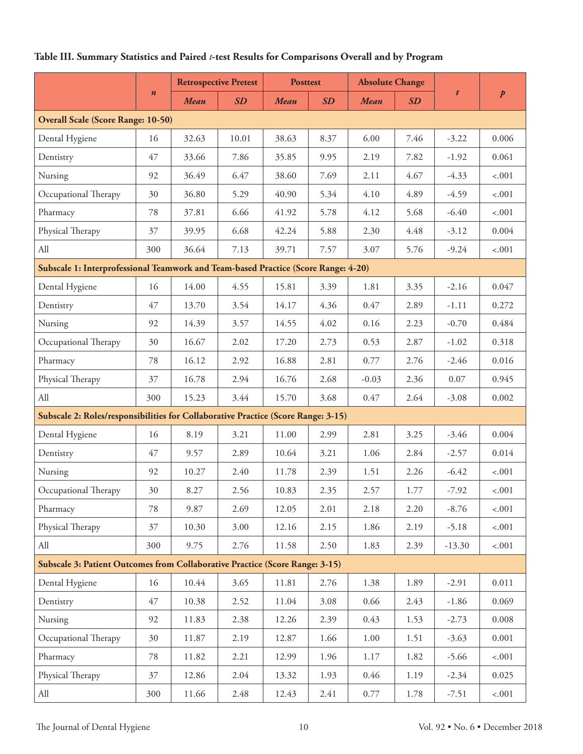**Table III. Summary Statistics and Paired *t*-test Results for Comparisons Overall and by Program**

| | *n* | Retrospective Pretest | | Posttest | | Absolute Change | | *t* | *p* |
|---|---|---|---|---|---|---|---|---|---|
| | | *Mean* | *SD* | *Mean* | *SD* | *Mean* | *SD* | | |
| **Overall Scale (Score Range: 10-50)** | | | | | | | | | |
| Dental Hygiene | 16 | 32.63 | 10.01 | 38.63 | 8.37 | 6.00 | 7.46 | -3.22 | 0.006 |
| Dentistry | 47 | 33.66 | 7.86 | 35.85 | 9.95 | 2.19 | 7.82 | -1.92 | 0.061 |
| Nursing | 92 | 36.49 | 6.47 | 38.60 | 7.69 | 2.11 | 4.67 | -4.33 | <.001 |
| Occupational Therapy | 30 | 36.80 | 5.29 | 40.90 | 5.34 | 4.10 | 4.89 | -4.59 | <.001 |
| Pharmacy | 78 | 37.81 | 6.66 | 41.92 | 5.78 | 4.12 | 5.68 | -6.40 | <.001 |
| Physical Therapy | 37 | 39.95 | 6.68 | 42.24 | 5.88 | 2.30 | 4.48 | -3.12 | 0.004 |
| All | 300 | 36.64 | 7.13 | 39.71 | 7.57 | 3.07 | 5.76 | -9.24 | <.001 |
| **Subscale 1: Interprofessional Teamwork and Team-based Practice (Score Range: 4-20)** | | | | | | | | | |
| Dental Hygiene | 16 | 14.00 | 4.55 | 15.81 | 3.39 | 1.81 | 3.35 | -2.16 | 0.047 |
| Dentistry | 47 | 13.70 | 3.54 | 14.17 | 4.36 | 0.47 | 2.89 | -1.11 | 0.272 |
| Nursing | 92 | 14.39 | 3.57 | 14.55 | 4.02 | 0.16 | 2.23 | -0.70 | 0.484 |
| Occupational Therapy | 30 | 16.67 | 2.02 | 17.20 | 2.73 | 0.53 | 2.87 | -1.02 | 0.318 |
| Pharmacy | 78 | 16.12 | 2.92 | 16.88 | 2.81 | 0.77 | 2.76 | -2.46 | 0.016 |
| Physical Therapy | 37 | 16.78 | 2.94 | 16.76 | 2.68 | -0.03 | 2.36 | 0.07 | 0.945 |
| All | 300 | 15.23 | 3.44 | 15.70 | 3.68 | 0.47 | 2.64 | -3.08 | 0.002 |
| **Subscale 2: Roles/responsibilities for Collaborative Practice (Score Range: 3-15)** | | | | | | | | | |
| Dental Hygiene | 16 | 8.19 | 3.21 | 11.00 | 2.99 | 2.81 | 3.25 | -3.46 | 0.004 |
| Dentistry | 47 | 9.57 | 2.89 | 10.64 | 3.21 | 1.06 | 2.84 | -2.57 | 0.014 |
| Nursing | 92 | 10.27 | 2.40 | 11.78 | 2.39 | 1.51 | 2.26 | -6.42 | <.001 |
| Occupational Therapy | 30 | 8.27 | 2.56 | 10.83 | 2.35 | 2.57 | 1.77 | -7.92 | <.001 |
| Pharmacy | 78 | 9.87 | 2.69 | 12.05 | 2.01 | 2.18 | 2.20 | -8.76 | <.001 |
| Physical Therapy | 37 | 10.30 | 3.00 | 12.16 | 2.15 | 1.86 | 2.19 | -5.18 | <.001 |
| All | 300 | 9.75 | 2.76 | 11.58 | 2.50 | 1.83 | 2.39 | -13.30 | <.001 |
| **Subscale 3: Patient Outcomes from Collaborative Practice (Score Range: 3-15)** | | | | | | | | | |
| Dental Hygiene | 16 | 10.44 | 3.65 | 11.81 | 2.76 | 1.38 | 1.89 | -2.91 | 0.011 |
| Dentistry | 47 | 10.38 | 2.52 | 11.04 | 3.08 | 0.66 | 2.43 | -1.86 | 0.069 |
| Nursing | 92 | 11.83 | 2.38 | 12.26 | 2.39 | 0.43 | 1.53 | -2.73 | 0.008 |
| Occupational Therapy | 30 | 11.87 | 2.19 | 12.87 | 1.66 | 1.00 | 1.51 | -3.63 | 0.001 |
| Pharmacy | 78 | 11.82 | 2.21 | 12.99 | 1.96 | 1.17 | 1.82 | -5.66 | <.001 |
| Physical Therapy | 37 | 12.86 | 2.04 | 13.32 | 1.93 | 0.46 | 1.19 | -2.34 | 0.025 |
| All | 300 | 11.66 | 2.48 | 12.43 | 2.41 | 0.77 | 1.78 | -7.51 | <.001 |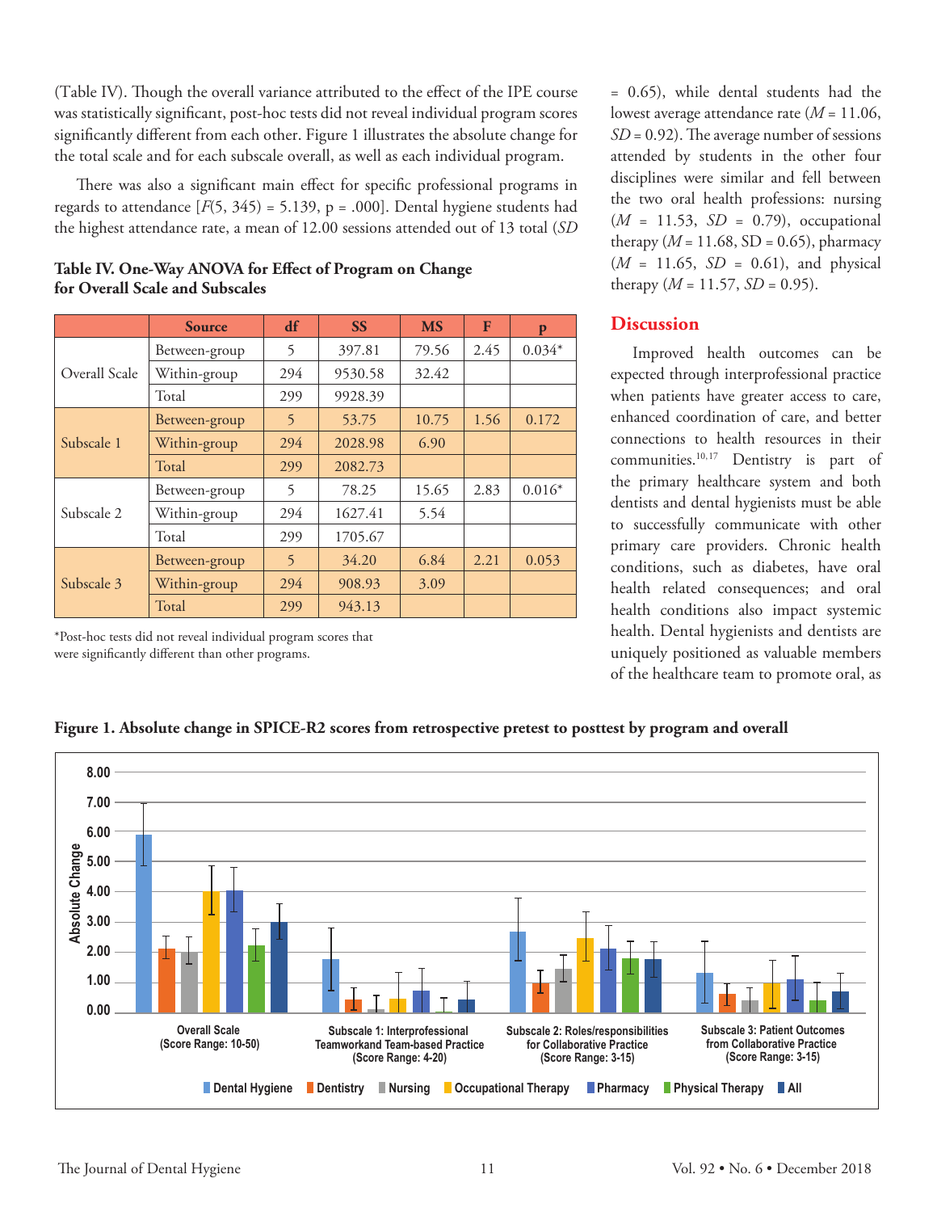(Table IV). Though the overall variance attributed to the effect of the IPE course was statistically significant, post-hoc tests did not reveal individual program scores significantly different from each other. Figure 1 illustrates the absolute change for the total scale and for each subscale overall, as well as each individual program.

There was also a significant main effect for specific professional programs in regards to attendance [$F(5, 345) = 5.139$, p = .000]. Dental hygiene students had the highest attendance rate, a mean of 12.00 sessions attended out of 13 total (*SD* = 0.65), while dental students had the lowest average attendance rate (*M* = 11.06, *SD* = 0.92). The average number of sessions attended by students in the other four disciplines were similar and fell between the two oral health professions: nursing (*M* = 11.53, *SD* = 0.79), occupational therapy (*M* = 11.68, SD = 0.65), pharmacy (*M* = 11.65, *SD* = 0.61), and physical therapy (*M* = 11.57, *SD* = 0.95).

**Table IV. One-Way ANOVA for Effect of Program on Change for Overall Scale and Subscales**

| | Source | df | SS | MS | F | p |
|---|---|---|---|---|---|---|
| Overall Scale | Between-group | 5 | 397.81 | 79.56 | 2.45 | 0.034* |
| | Within-group | 294 | 9530.58 | 32.42 | | |
| | Total | 299 | 9928.39 | | | |
| Subscale 1 | Between-group | 5 | 53.75 | 10.75 | 1.56 | 0.172 |
| | Within-group | 294 | 2028.98 | 6.90 | | |
| | Total | 299 | 2082.73 | | | |
| Subscale 2 | Between-group | 5 | 78.25 | 15.65 | 2.83 | 0.016* |
| | Within-group | 294 | 1627.41 | 5.54 | | |
| | Total | 299 | 1705.67 | | | |
| Subscale 3 | Between-group | 5 | 34.20 | 6.84 | 2.21 | 0.053 |
| | Within-group | 294 | 908.93 | 3.09 | | |
| | Total | 299 | 943.13 | | | |

*Post-hoc tests did not reveal individual program scores that were significantly different than other programs.

## Discussion

Improved health outcomes can be expected through interprofessional practice when patients have greater access to care, enhanced coordination of care, and better connections to health resources in their communities.[10,17] Dentistry is part of the primary healthcare system and both dentists and dental hygienists must be able to successfully communicate with other primary care providers. Chronic health conditions, such as diabetes, have oral health related consequences; and oral health conditions also impact systemic health. Dental hygienists and dentists are uniquely positioned as valuable members of the healthcare team to promote oral, as

**Figure 1. Absolute change in SPICE-R2 scores from retrospective pretest to posttest by program and overall**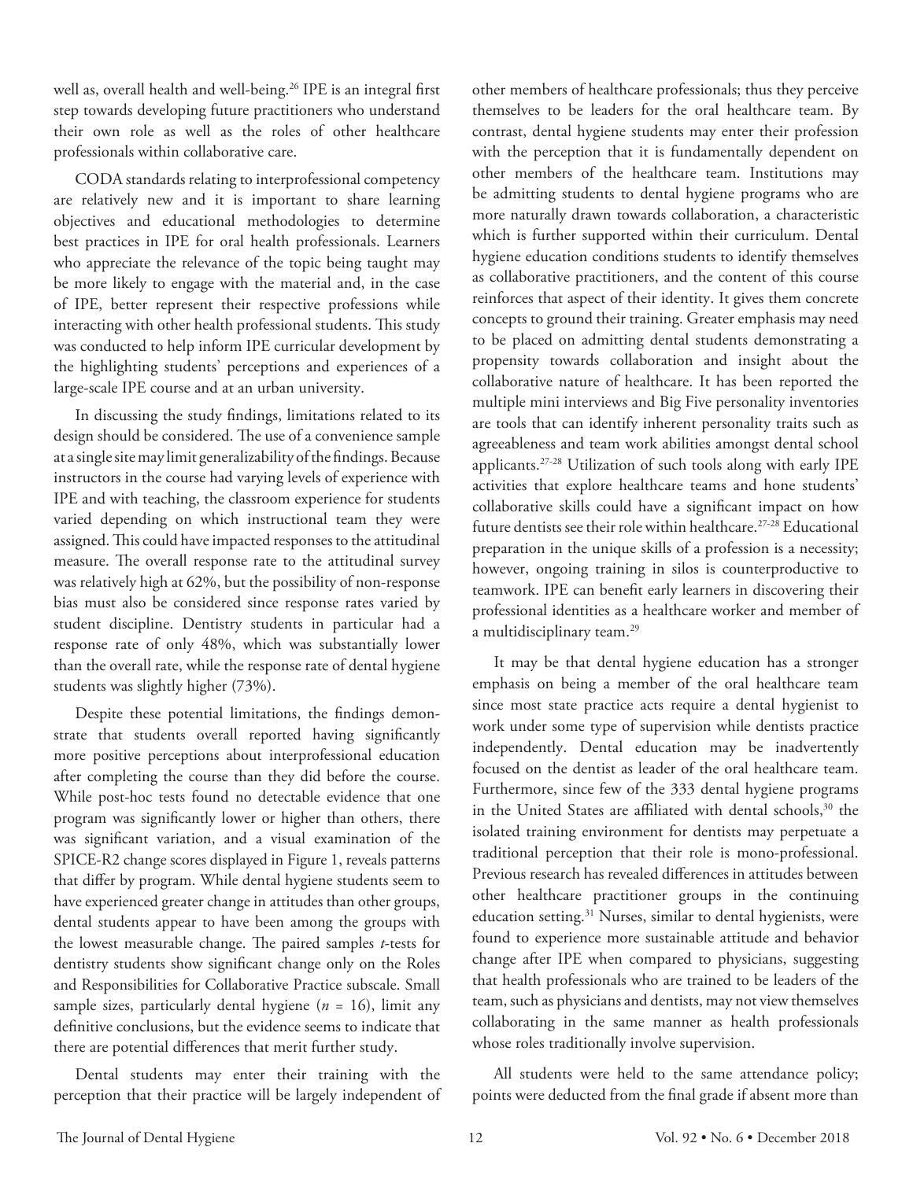well as, overall health and well-being.[26] IPE is an integral first step towards developing future practitioners who understand their own role as well as the roles of other healthcare professionals within collaborative care.

CODA standards relating to interprofessional competency are relatively new and it is important to share learning objectives and educational methodologies to determine best practices in IPE for oral health professionals. Learners who appreciate the relevance of the topic being taught may be more likely to engage with the material and, in the case of IPE, better represent their respective professions while interacting with other health professional students. This study was conducted to help inform IPE curricular development by the highlighting students' perceptions and experiences of a large-scale IPE course and at an urban university.

In discussing the study findings, limitations related to its design should be considered. The use of a convenience sample at a single site may limit generalizability of the findings. Because instructors in the course had varying levels of experience with IPE and with teaching, the classroom experience for students varied depending on which instructional team they were assigned. This could have impacted responses to the attitudinal measure. The overall response rate to the attitudinal survey was relatively high at 62%, but the possibility of non-response bias must also be considered since response rates varied by student discipline. Dentistry students in particular had a response rate of only 48%, which was substantially lower than the overall rate, while the response rate of dental hygiene students was slightly higher (73%).

Despite these potential limitations, the findings demonstrate that students overall reported having significantly more positive perceptions about interprofessional education after completing the course than they did before the course. While post-hoc tests found no detectable evidence that one program was significantly lower or higher than others, there was significant variation, and a visual examination of the SPICE-R2 change scores displayed in Figure 1, reveals patterns that differ by program. While dental hygiene students seem to have experienced greater change in attitudes than other groups, dental students appear to have been among the groups with the lowest measurable change. The paired samples *t*-tests for dentistry students show significant change only on the Roles and Responsibilities for Collaborative Practice subscale. Small sample sizes, particularly dental hygiene ($n$ = 16), limit any definitive conclusions, but the evidence seems to indicate that there are potential differences that merit further study.

Dental students may enter their training with the perception that their practice will be largely independent of other members of healthcare professionals; thus they perceive themselves to be leaders for the oral healthcare team. By contrast, dental hygiene students may enter their profession with the perception that it is fundamentally dependent on other members of the healthcare team. Institutions may be admitting students to dental hygiene programs who are more naturally drawn towards collaboration, a characteristic which is further supported within their curriculum. Dental hygiene education conditions students to identify themselves as collaborative practitioners, and the content of this course reinforces that aspect of their identity. It gives them concrete concepts to ground their training. Greater emphasis may need to be placed on admitting dental students demonstrating a propensity towards collaboration and insight about the collaborative nature of healthcare. It has been reported the multiple mini interviews and Big Five personality inventories are tools that can identify inherent personality traits such as agreeableness and team work abilities amongst dental school applicants.[27-28] Utilization of such tools along with early IPE activities that explore healthcare teams and hone students' collaborative skills could have a significant impact on how future dentists see their role within healthcare.[27-28] Educational preparation in the unique skills of a profession is a necessity; however, ongoing training in silos is counterproductive to teamwork. IPE can benefit early learners in discovering their professional identities as a healthcare worker and member of a multidisciplinary team.[29]

It may be that dental hygiene education has a stronger emphasis on being a member of the oral healthcare team since most state practice acts require a dental hygienist to work under some type of supervision while dentists practice independently. Dental education may be inadvertently focused on the dentist as leader of the oral healthcare team. Furthermore, since few of the 333 dental hygiene programs in the United States are affiliated with dental schools,[30] the isolated training environment for dentists may perpetuate a traditional perception that their role is mono-professional. Previous research has revealed differences in attitudes between other healthcare practitioner groups in the continuing education setting.[31] Nurses, similar to dental hygienists, were found to experience more sustainable attitude and behavior change after IPE when compared to physicians, suggesting that health professionals who are trained to be leaders of the team, such as physicians and dentists, may not view themselves collaborating in the same manner as health professionals whose roles traditionally involve supervision.

All students were held to the same attendance policy; points were deducted from the final grade if absent more than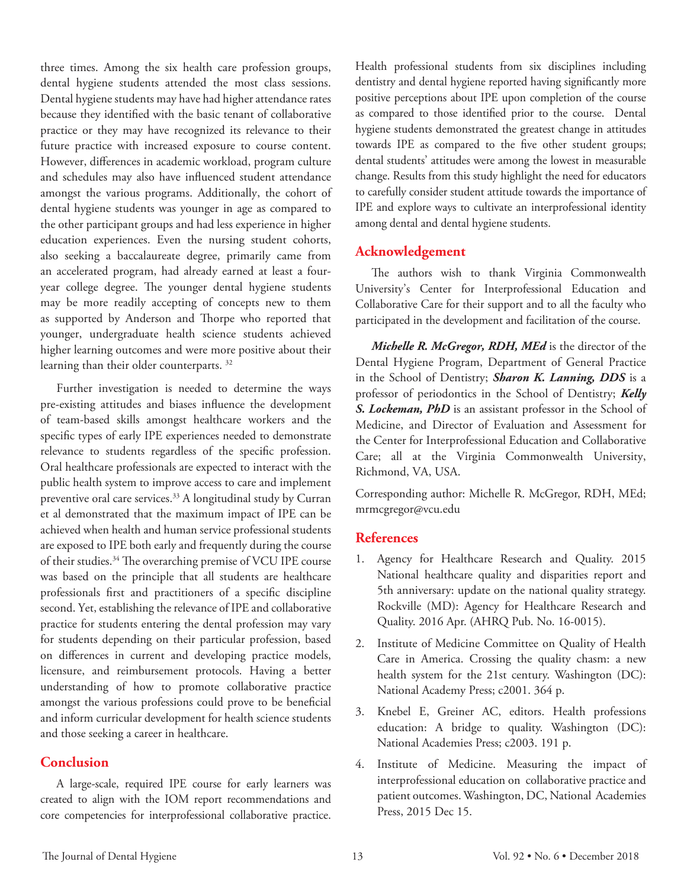three times. Among the six health care profession groups, dental hygiene students attended the most class sessions. Dental hygiene students may have had higher attendance rates because they identified with the basic tenant of collaborative practice or they may have recognized its relevance to their future practice with increased exposure to course content. However, differences in academic workload, program culture and schedules may also have influenced student attendance amongst the various programs. Additionally, the cohort of dental hygiene students was younger in age as compared to the other participant groups and had less experience in higher education experiences. Even the nursing student cohorts, also seeking a baccalaureate degree, primarily came from an accelerated program, had already earned at least a four-year college degree. The younger dental hygiene students may be more readily accepting of concepts new to them as supported by Anderson and Thorpe who reported that younger, undergraduate health science students achieved higher learning outcomes and were more positive about their learning than their older counterparts. [32]

Further investigation is needed to determine the ways pre-existing attitudes and biases influence the development of team-based skills amongst healthcare workers and the specific types of early IPE experiences needed to demonstrate relevance to students regardless of the specific profession. Oral healthcare professionals are expected to interact with the public health system to improve access to care and implement preventive oral care services.[33] A longitudinal study by Curran et al demonstrated that the maximum impact of IPE can be achieved when health and human service professional students are exposed to IPE both early and frequently during the course of their studies.[34] The overarching premise of VCU IPE course was based on the principle that all students are healthcare professionals first and practitioners of a specific discipline second. Yet, establishing the relevance of IPE and collaborative practice for students entering the dental profession may vary for students depending on their particular profession, based on differences in current and developing practice models, licensure, and reimbursement protocols. Having a better understanding of how to promote collaborative practice amongst the various professions could prove to be beneficial and inform curricular development for health science students and those seeking a career in healthcare.

## Conclusion

A large-scale, required IPE course for early learners was created to align with the IOM report recommendations and core competencies for interprofessional collaborative practice. Health professional students from six disciplines including dentistry and dental hygiene reported having significantly more positive perceptions about IPE upon completion of the course as compared to those identified prior to the course. Dental hygiene students demonstrated the greatest change in attitudes towards IPE as compared to the five other student groups; dental students' attitudes were among the lowest in measurable change. Results from this study highlight the need for educators to carefully consider student attitude towards the importance of IPE and explore ways to cultivate an interprofessional identity among dental and dental hygiene students.

## Acknowledgement

The authors wish to thank Virginia Commonwealth University's Center for Interprofessional Education and Collaborative Care for their support and to all the faculty who participated in the development and facilitation of the course.

***Michelle R. McGregor, RDH, MEd*** is the director of the Dental Hygiene Program, Department of General Practice in the School of Dentistry; ***Sharon K. Lanning, DDS*** is a professor of periodontics in the School of Dentistry; ***Kelly S. Lockeman, PhD*** is an assistant professor in the School of Medicine, and Director of Evaluation and Assessment for the Center for Interprofessional Education and Collaborative Care; all at the Virginia Commonwealth University, Richmond, VA, USA.

Corresponding author: Michelle R. McGregor, RDH, MEd; mrmcgregor@vcu.edu

## References

1. Agency for Healthcare Research and Quality. 2015 National healthcare quality and disparities report and 5th anniversary: update on the national quality strategy. Rockville (MD): Agency for Healthcare Research and Quality. 2016 Apr. (AHRQ Pub. No. 16-0015).
2. Institute of Medicine Committee on Quality of Health Care in America. Crossing the quality chasm: a new health system for the 21st century. Washington (DC): National Academy Press; c2001. 364 p.
3. Knebel E, Greiner AC, editors. Health professions education: A bridge to quality. Washington (DC): National Academies Press; c2003. 191 p.
4. Institute of Medicine. Measuring the impact of interprofessional education on collaborative practice and patient outcomes. Washington, DC, National Academies Press, 2015 Dec 15.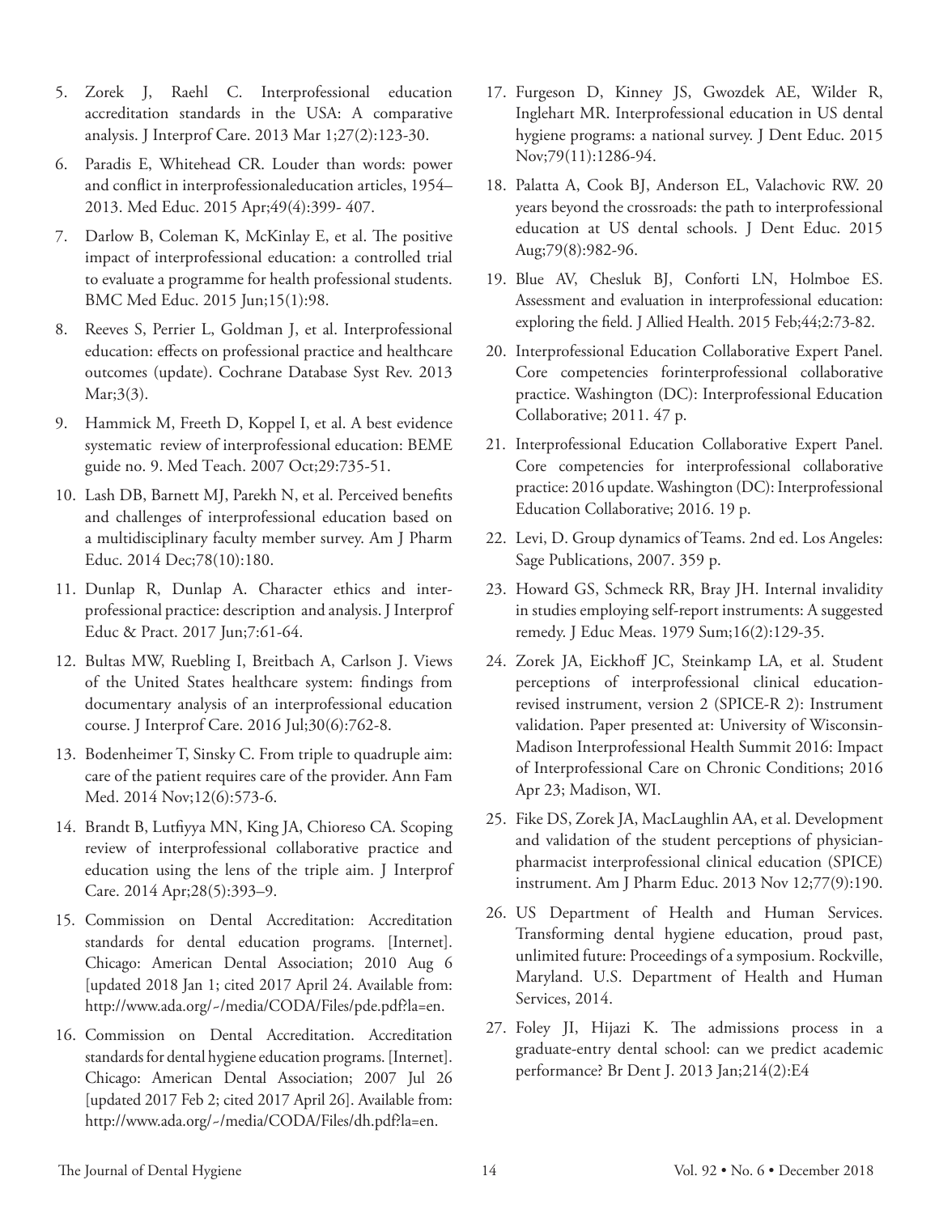5. Zorek J, Raehl C. Interprofessional education accreditation standards in the USA: A comparative analysis. J Interprof Care. 2013 Mar 1;27(2):123-30.
6. Paradis E, Whitehead CR. Louder than words: power and conflict in interprofessionaleducation articles, 1954–2013. Med Educ. 2015 Apr;49(4):399- 407.
7. Darlow B, Coleman K, McKinlay E, et al. The positive impact of interprofessional education: a controlled trial to evaluate a programme for health professional students. BMC Med Educ. 2015 Jun;15(1):98.
8. Reeves S, Perrier L, Goldman J, et al. Interprofessional education: effects on professional practice and healthcare outcomes (update). Cochrane Database Syst Rev. 2013 Mar;3(3).
9. Hammick M, Freeth D, Koppel I, et al. A best evidence systematic review of interprofessional education: BEME guide no. 9. Med Teach. 2007 Oct;29:735-51.
10. Lash DB, Barnett MJ, Parekh N, et al. Perceived benefits and challenges of interprofessional education based on a multidisciplinary faculty member survey. Am J Pharm Educ. 2014 Dec;78(10):180.
11. Dunlap R, Dunlap A. Character ethics and inter-professional practice: description and analysis. J Interprof Educ & Pract. 2017 Jun;7:61-64.
12. Bultas MW, Ruebling I, Breitbach A, Carlson J. Views of the United States healthcare system: findings from documentary analysis of an interprofessional education course. J Interprof Care. 2016 Jul;30(6):762-8.
13. Bodenheimer T, Sinsky C. From triple to quadruple aim: care of the patient requires care of the provider. Ann Fam Med. 2014 Nov;12(6):573-6.
14. Brandt B, Lutfiyya MN, King JA, Chioreso CA. Scoping review of interprofessional collaborative practice and education using the lens of the triple aim. J Interprof Care. 2014 Apr;28(5):393–9.
15. Commission on Dental Accreditation: Accreditation standards for dental education programs. [Internet]. Chicago: American Dental Association; 2010 Aug 6 [updated 2018 Jan 1; cited 2017 April 24. Available from: http://www.ada.org/~/media/CODA/Files/pde.pdf?la=en.
16. Commission on Dental Accreditation. Accreditation standards for dental hygiene education programs. [Internet]. Chicago: American Dental Association; 2007 Jul 26 [updated 2017 Feb 2; cited 2017 April 26]. Available from: http://www.ada.org/~/media/CODA/Files/dh.pdf?la=en.
17. Furgeson D, Kinney JS, Gwozdek AE, Wilder R, Inglehart MR. Interprofessional education in US dental hygiene programs: a national survey. J Dent Educ. 2015 Nov;79(11):1286-94.
18. Palatta A, Cook BJ, Anderson EL, Valachovic RW. 20 years beyond the crossroads: the path to interprofessional education at US dental schools. J Dent Educ. 2015 Aug;79(8):982-96.
19. Blue AV, Chesluk BJ, Conforti LN, Holmboe ES. Assessment and evaluation in interprofessional education: exploring the field. J Allied Health. 2015 Feb;44;2:73-82.
20. Interprofessional Education Collaborative Expert Panel. Core competencies forinterprofessional collaborative practice. Washington (DC): Interprofessional Education Collaborative; 2011. 47 p.
21. Interprofessional Education Collaborative Expert Panel. Core competencies for interprofessional collaborative practice: 2016 update. Washington (DC): Interprofessional Education Collaborative; 2016. 19 p.
22. Levi, D. Group dynamics of Teams. 2nd ed. Los Angeles: Sage Publications, 2007. 359 p.
23. Howard GS, Schmeck RR, Bray JH. Internal invalidity in studies employing self-report instruments: A suggested remedy. J Educ Meas. 1979 Sum;16(2):129-35.
24. Zorek JA, Eickhoff JC, Steinkamp LA, et al. Student perceptions of interprofessional clinical education-revised instrument, version 2 (SPICE-R 2): Instrument validation. Paper presented at: University of Wisconsin-Madison Interprofessional Health Summit 2016: Impact of Interprofessional Care on Chronic Conditions; 2016 Apr 23; Madison, WI.
25. Fike DS, Zorek JA, MacLaughlin AA, et al. Development and validation of the student perceptions of physician-pharmacist interprofessional clinical education (SPICE) instrument. Am J Pharm Educ. 2013 Nov 12;77(9):190.
26. US Department of Health and Human Services. Transforming dental hygiene education, proud past, unlimited future: Proceedings of a symposium. Rockville, Maryland. U.S. Department of Health and Human Services, 2014.
27. Foley JI, Hijazi K. The admissions process in a graduate-entry dental school: can we predict academic performance? Br Dent J. 2013 Jan;214(2):E4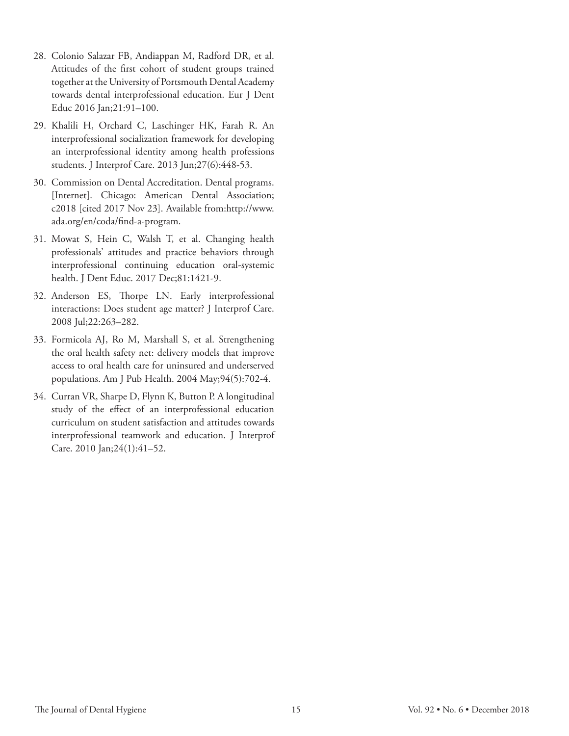28. Colonio Salazar FB, Andiappan M, Radford DR, et al. Attitudes of the first cohort of student groups trained together at the University of Portsmouth Dental Academy towards dental interprofessional education. Eur J Dent Educ 2016 Jan;21:91–100.

29. Khalili H, Orchard C, Laschinger HK, Farah R. An interprofessional socialization framework for developing an interprofessional identity among health professions students. J Interprof Care. 2013 Jun;27(6):448-53.

30. Commission on Dental Accreditation. Dental programs. [Internet]. Chicago: American Dental Association; c2018 [cited 2017 Nov 23]. Available from:http://www.ada.org/en/coda/find-a-program.

31. Mowat S, Hein C, Walsh T, et al. Changing health professionals' attitudes and practice behaviors through interprofessional continuing education oral-systemic health. J Dent Educ. 2017 Dec;81:1421-9.

32. Anderson ES, Thorpe LN. Early interprofessional interactions: Does student age matter? J Interprof Care. 2008 Jul;22:263–282.

33. Formicola AJ, Ro M, Marshall S, et al. Strengthening the oral health safety net: delivery models that improve access to oral health care for uninsured and underserved populations. Am J Pub Health. 2004 May;94(5):702-4.

34. Curran VR, Sharpe D, Flynn K, Button P. A longitudinal study of the effect of an interprofessional education curriculum on student satisfaction and attitudes towards interprofessional teamwork and education. J Interprof Care. 2010 Jan;24(1):41–52.